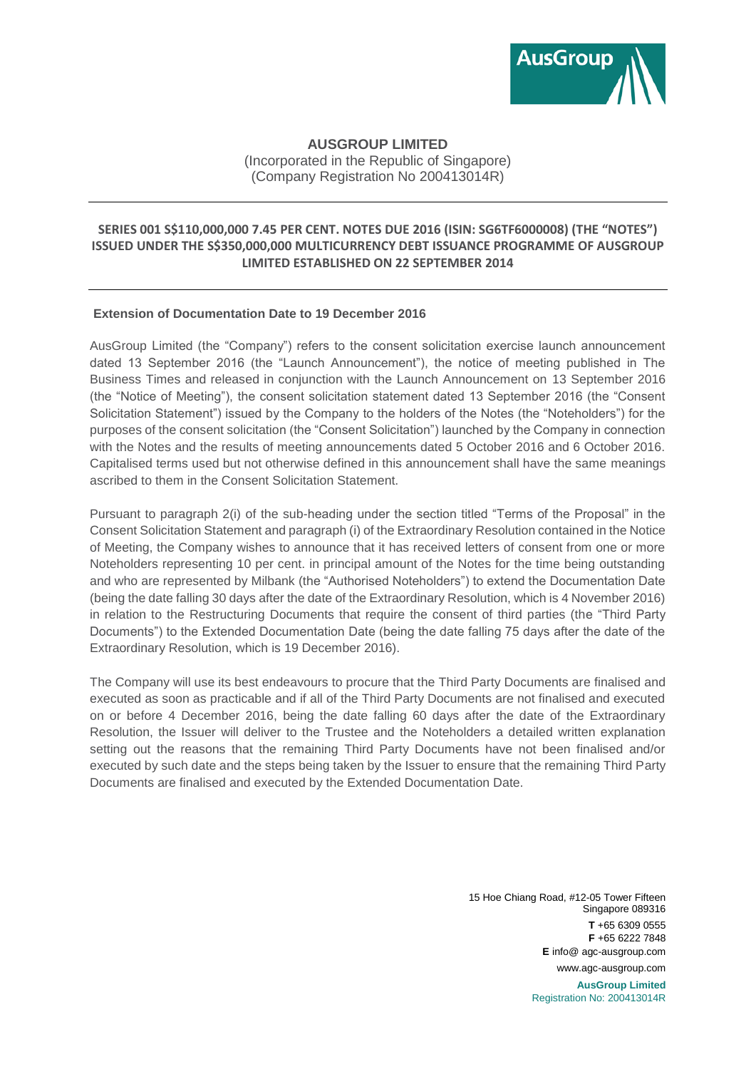# AUSGROUP LIMITED

(Incorporated in the Republic of Singapore)
(Company Registration No 200413014R)

---

## SERIES 001 S$110,000,000 7.45 PER CENT. NOTES DUE 2016 (ISIN: SG6TF6000008) (THE "NOTES") ISSUED UNDER THE S$350,000,000 MULTICURRENCY DEBT ISSUANCE PROGRAMME OF AUSGROUP LIMITED ESTABLISHED ON 22 SEPTEMBER 2014

---

**Extension of Documentation Date to 19 December 2016**

AusGroup Limited (the "Company") refers to the consent solicitation exercise launch announcement dated 13 September 2016 (the "Launch Announcement"), the notice of meeting published in The Business Times and released in conjunction with the Launch Announcement on 13 September 2016 (the "Notice of Meeting"), the consent solicitation statement dated 13 September 2016 (the "Consent Solicitation Statement") issued by the Company to the holders of the Notes (the "Noteholders") for the purposes of the consent solicitation (the "Consent Solicitation") launched by the Company in connection with the Notes and the results of meeting announcements dated 5 October 2016 and 6 October 2016. Capitalised terms used but not otherwise defined in this announcement shall have the same meanings ascribed to them in the Consent Solicitation Statement.

Pursuant to paragraph 2(i) of the sub-heading under the section titled "Terms of the Proposal" in the Consent Solicitation Statement and paragraph (i) of the Extraordinary Resolution contained in the Notice of Meeting, the Company wishes to announce that it has received letters of consent from one or more Noteholders representing 10 per cent. in principal amount of the Notes for the time being outstanding and who are represented by Milbank (the "Authorised Noteholders") to extend the Documentation Date (being the date falling 30 days after the date of the Extraordinary Resolution, which is 4 November 2016) in relation to the Restructuring Documents that require the consent of third parties (the "Third Party Documents") to the Extended Documentation Date (being the date falling 75 days after the date of the Extraordinary Resolution, which is 19 December 2016).

The Company will use its best endeavours to procure that the Third Party Documents are finalised and executed as soon as practicable and if all of the Third Party Documents are not finalised and executed on or before 4 December 2016, being the date falling 60 days after the date of the Extraordinary Resolution, the Issuer will deliver to the Trustee and the Noteholders a detailed written explanation setting out the reasons that the remaining Third Party Documents have not been finalised and/or executed by such date and the steps being taken by the Issuer to ensure that the remaining Third Party Documents are finalised and executed by the Extended Documentation Date.

15 Hoe Chiang Road, #12-05 Tower Fifteen
Singapore 089316
**T** +65 6309 0555
**F** +65 6222 7848
**E** info@ agc-ausgroup.com
www.agc-ausgroup.com
**AusGroup Limited**
Registration No: 200413014R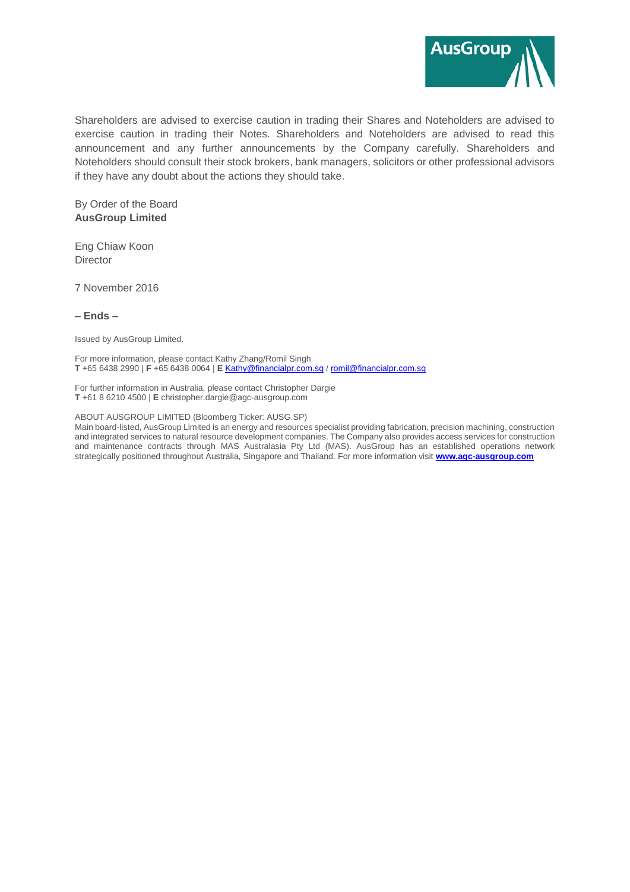Shareholders are advised to exercise caution in trading their Shares and Noteholders are advised to exercise caution in trading their Notes. Shareholders and Noteholders are advised to read this announcement and any further announcements by the Company carefully. Shareholders and Noteholders should consult their stock brokers, bank managers, solicitors or other professional advisors if they have any doubt about the actions they should take.

By Order of the Board
**AusGroup Limited**

Eng Chiaw Koon
Director

7 November 2016

**– Ends –**

Issued by AusGroup Limited.

For more information, please contact Kathy Zhang/Romil Singh
**T** +65 6438 2990 | **F** +65 6438 0064 | **E** Kathy@financialpr.com.sg / romil@financialpr.com.sg

For further information in Australia, please contact Christopher Dargie
**T** +61 8 6210 4500 | **E** christopher.dargie@agc-ausgroup.com

ABOUT AUSGROUP LIMITED (Bloomberg Ticker: AUSG.SP)
Main board-listed, AusGroup Limited is an energy and resources specialist providing fabrication, precision machining, construction and integrated services to natural resource development companies. The Company also provides access services for construction and maintenance contracts through MAS Australasia Pty Ltd (MAS). AusGroup has an established operations network strategically positioned throughout Australia, Singapore and Thailand. For more information visit **www.agc-ausgroup.com**